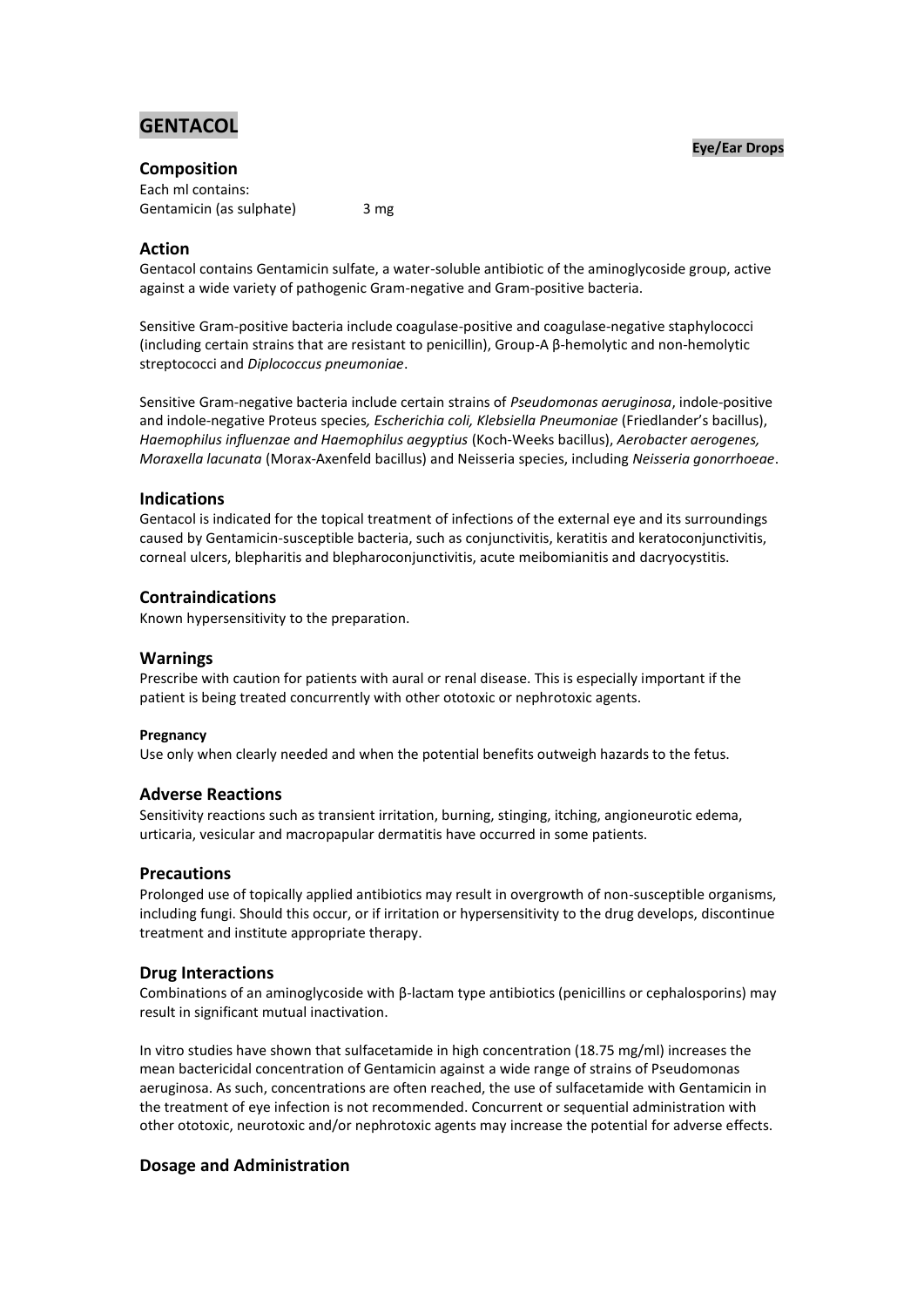# GENTACOL

**Eye/Ear Drops**

## Composition

Each ml contains:
Gentamicin (as sulphate) 3 mg

## Action

Gentacol contains Gentamicin sulfate, a water-soluble antibiotic of the aminoglycoside group, active against a wide variety of pathogenic Gram-negative and Gram-positive bacteria.

Sensitive Gram-positive bacteria include coagulase-positive and coagulase-negative staphylococci (including certain strains that are resistant to penicillin), Group-A β-hemolytic and non-hemolytic streptococci and *Diplococcus pneumoniae*.

Sensitive Gram-negative bacteria include certain strains of *Pseudomonas aeruginosa*, indole-positive and indole-negative Proteus species*, Escherichia coli, Klebsiella Pneumoniae* (Friedlander's bacillus), *Haemophilus influenzae and Haemophilus aegyptius* (Koch-Weeks bacillus), *Aerobacter aerogenes, Moraxella lacunata* (Morax-Axenfeld bacillus) and Neisseria species, including *Neisseria gonorrhoeae*.

## Indications

Gentacol is indicated for the topical treatment of infections of the external eye and its surroundings caused by Gentamicin-susceptible bacteria, such as conjunctivitis, keratitis and keratoconjunctivitis, corneal ulcers, blepharitis and blepharoconjunctivitis, acute meibomianitis and dacryocystitis.

## Contraindications

Known hypersensitivity to the preparation.

## Warnings

Prescribe with caution for patients with aural or renal disease. This is especially important if the patient is being treated concurrently with other ototoxic or nephrotoxic agents.

#### Pregnancy

Use only when clearly needed and when the potential benefits outweigh hazards to the fetus.

## Adverse Reactions

Sensitivity reactions such as transient irritation, burning, stinging, itching, angioneurotic edema, urticaria, vesicular and macropapular dermatitis have occurred in some patients.

## Precautions

Prolonged use of topically applied antibiotics may result in overgrowth of non-susceptible organisms, including fungi. Should this occur, or if irritation or hypersensitivity to the drug develops, discontinue treatment and institute appropriate therapy.

## Drug Interactions

Combinations of an aminoglycoside with β-lactam type antibiotics (penicillins or cephalosporins) may result in significant mutual inactivation.

In vitro studies have shown that sulfacetamide in high concentration (18.75 mg/ml) increases the mean bactericidal concentration of Gentamicin against a wide range of strains of Pseudomonas aeruginosa. As such, concentrations are often reached, the use of sulfacetamide with Gentamicin in the treatment of eye infection is not recommended. Concurrent or sequential administration with other ototoxic, neurotoxic and/or nephrotoxic agents may increase the potential for adverse effects.

## Dosage and Administration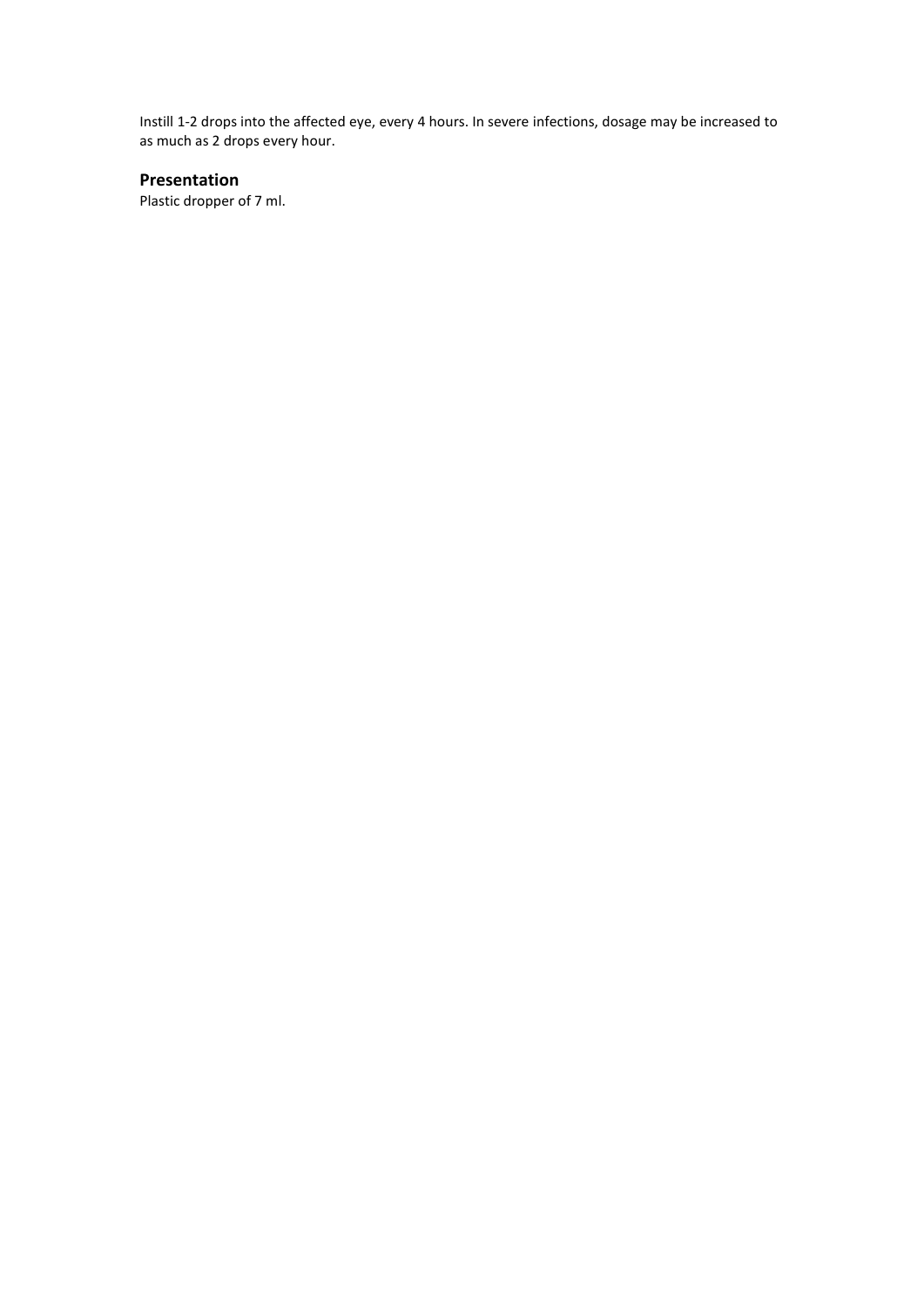Instill 1-2 drops into the affected eye, every 4 hours. In severe infections, dosage may be increased to as much as 2 drops every hour.

## Presentation

Plastic dropper of 7 ml.